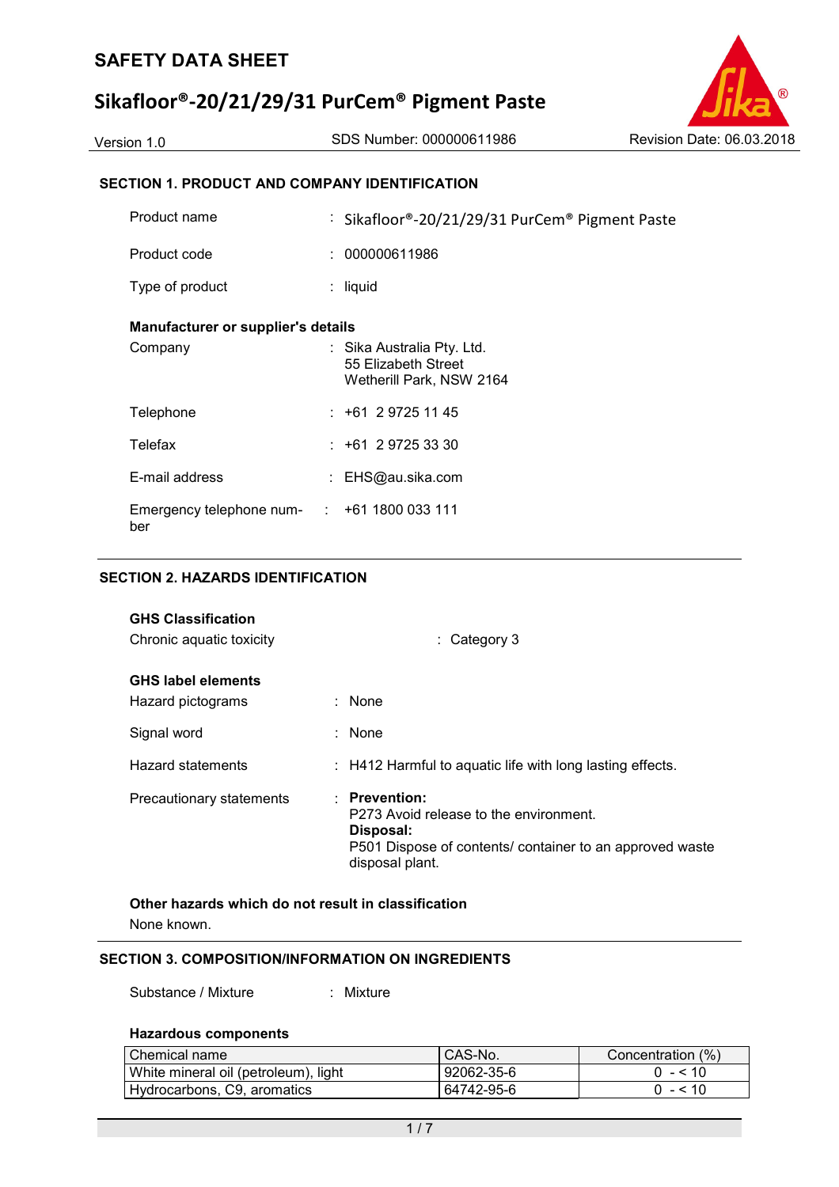# SAFETY DATA SHEET

# Sikafloor®-20/21/29/31 PurCem® Pigment Paste

Version 1.0 | SDS Number: 000000611986 | Revision Date: 06.03.2018

## SECTION 1. PRODUCT AND COMPANY IDENTIFICATION

| | |
|---|---|
| Product name | : Sikafloor®-20/21/29/31 PurCem® Pigment Paste |
| Product code | : 000000611986 |
| Type of product | : liquid |

**Manufacturer or supplier's details**

| | |
|---|---|
| Company | : Sika Australia Pty. Ltd.<br>55 Elizabeth Street<br>Wetherill Park, NSW 2164 |
| Telephone | : +61 2 9725 11 45 |
| Telefax | : +61 2 9725 33 30 |
| E-mail address | : EHS@au.sika.com |
| Emergency telephone number | : +61 1800 033 111 |

## SECTION 2. HAZARDS IDENTIFICATION

**GHS Classification**

Chronic aquatic toxicity : Category 3

**GHS label elements**

| | |
|---|---|
| Hazard pictograms | : None |
| Signal word | : None |
| Hazard statements | : H412 Harmful to aquatic life with long lasting effects. |
| Precautionary statements | : **Prevention:**<br>P273 Avoid release to the environment.<br>**Disposal:**<br>P501 Dispose of contents/ container to an approved waste disposal plant. |

**Other hazards which do not result in classification**

None known.

## SECTION 3. COMPOSITION/INFORMATION ON INGREDIENTS

Substance / Mixture : Mixture

**Hazardous components**

| Chemical name | CAS-No. | Concentration (%) |
|---|---|---|
| White mineral oil (petroleum), light | 92062-35-6 | 0 - < 10 |
| Hydrocarbons, C9, aromatics | 64742-95-6 | 0 - < 10 |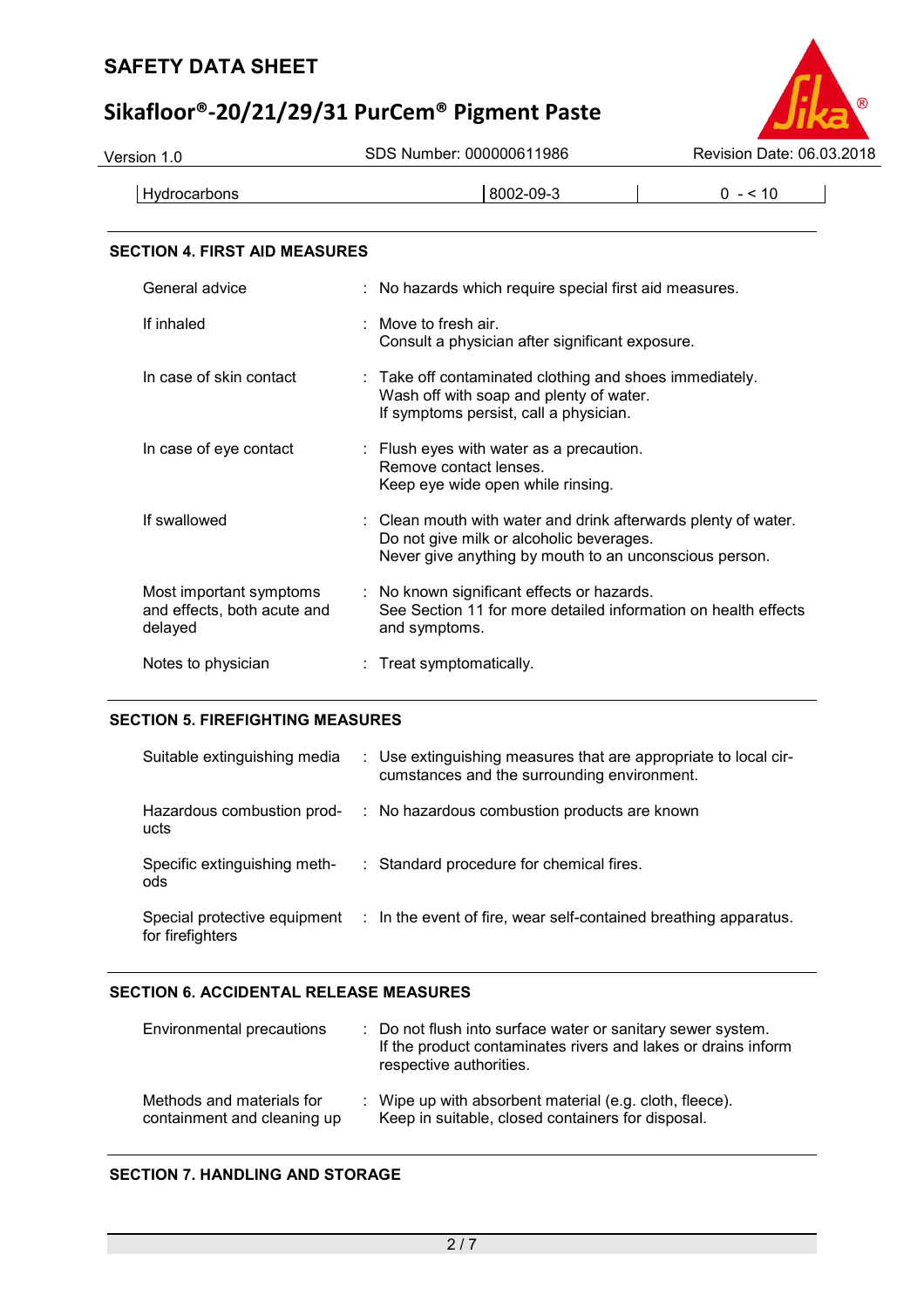| Hydrocarbons | 8002-09-3 | 0 - < 10 |
|---|---|---|

## SECTION 4. FIRST AID MEASURES

| | |
|---|---|
| General advice | : No hazards which require special first aid measures. |
| If inhaled | : Move to fresh air.<br>Consult a physician after significant exposure. |
| In case of skin contact | : Take off contaminated clothing and shoes immediately.<br>Wash off with soap and plenty of water.<br>If symptoms persist, call a physician. |
| In case of eye contact | : Flush eyes with water as a precaution.<br>Remove contact lenses.<br>Keep eye wide open while rinsing. |
| If swallowed | : Clean mouth with water and drink afterwards plenty of water.<br>Do not give milk or alcoholic beverages.<br>Never give anything by mouth to an unconscious person. |
| Most important symptoms and effects, both acute and delayed | : No known significant effects or hazards.<br>See Section 11 for more detailed information on health effects and symptoms. |
| Notes to physician | : Treat symptomatically. |

## SECTION 5. FIREFIGHTING MEASURES

| | |
|---|---|
| Suitable extinguishing media | : Use extinguishing measures that are appropriate to local circumstances and the surrounding environment. |
| Hazardous combustion products | : No hazardous combustion products are known |
| Specific extinguishing methods | : Standard procedure for chemical fires. |
| Special protective equipment for firefighters | : In the event of fire, wear self-contained breathing apparatus. |

## SECTION 6. ACCIDENTAL RELEASE MEASURES

| | |
|---|---|
| Environmental precautions | : Do not flush into surface water or sanitary sewer system.<br>If the product contaminates rivers and lakes or drains inform respective authorities. |
| Methods and materials for containment and cleaning up | : Wipe up with absorbent material (e.g. cloth, fleece).<br>Keep in suitable, closed containers for disposal. |

## SECTION 7. HANDLING AND STORAGE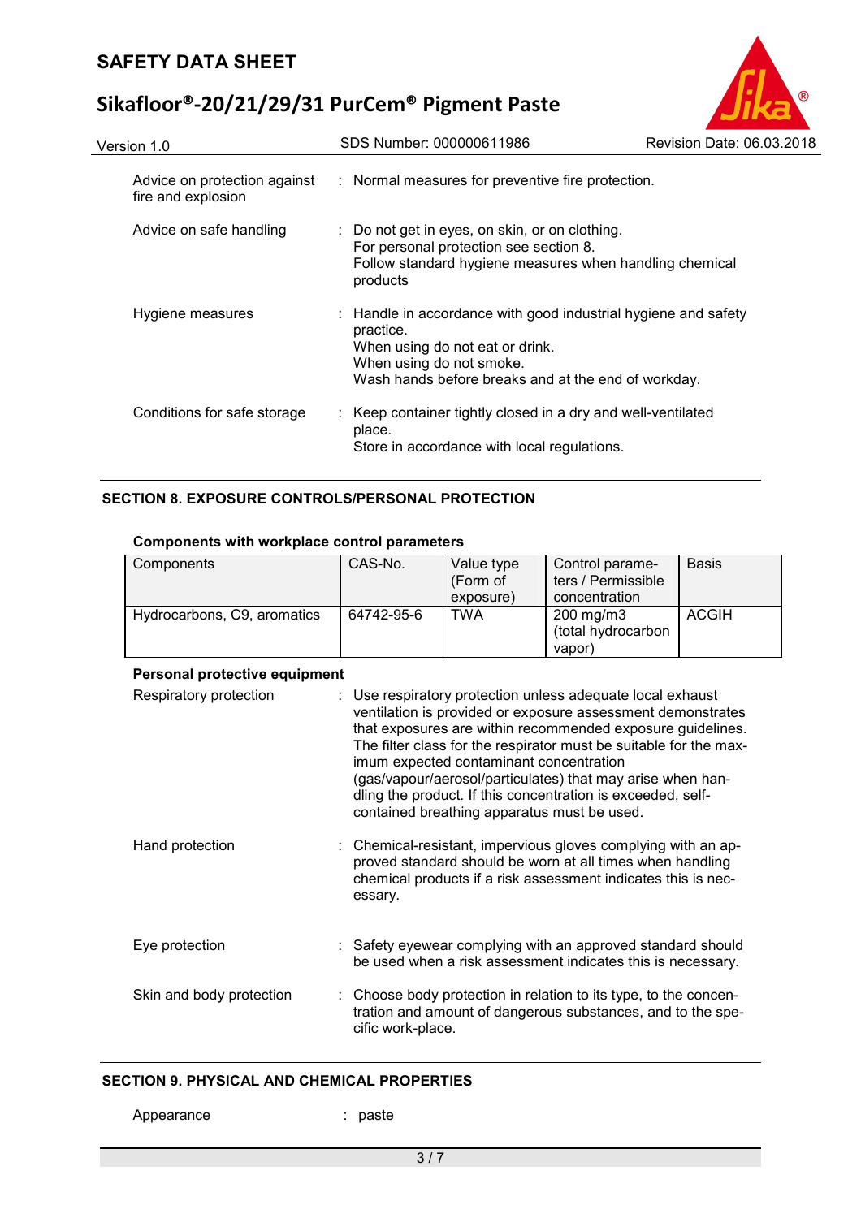| | | |
|---|---|---|
| Advice on protection against fire and explosion | : | Normal measures for preventive fire protection. |
| Advice on safe handling | : | Do not get in eyes, on skin, or on clothing.<br>For personal protection see section 8.<br>Follow standard hygiene measures when handling chemical products |
| Hygiene measures | : | Handle in accordance with good industrial hygiene and safety practice.<br>When using do not eat or drink.<br>When using do not smoke.<br>Wash hands before breaks and at the end of workday. |
| Conditions for safe storage | : | Keep container tightly closed in a dry and well-ventilated place.<br>Store in accordance with local regulations. |

## SECTION 8. EXPOSURE CONTROLS/PERSONAL PROTECTION

**Components with workplace control parameters**

| Components | CAS-No. | Value type (Form of exposure) | Control parameters / Permissible concentration | Basis |
|---|---|---|---|---|
| Hydrocarbons, C9, aromatics | 64742-95-6 | TWA | 200 mg/m3 (total hydrocarbon vapor) | ACGIH |

**Personal protective equipment**

| | | |
|---|---|---|
| Respiratory protection | : | Use respiratory protection unless adequate local exhaust ventilation is provided or exposure assessment demonstrates that exposures are within recommended exposure guidelines. The filter class for the respirator must be suitable for the maximum expected contaminant concentration (gas/vapour/aerosol/particulates) that may arise when handling the product. If this concentration is exceeded, self-contained breathing apparatus must be used. |
| Hand protection | : | Chemical-resistant, impervious gloves complying with an approved standard should be worn at all times when handling chemical products if a risk assessment indicates this is necessary. |
| Eye protection | : | Safety eyewear complying with an approved standard should be used when a risk assessment indicates this is necessary. |
| Skin and body protection | : | Choose body protection in relation to its type, to the concentration and amount of dangerous substances, and to the specific work-place. |

## SECTION 9. PHYSICAL AND CHEMICAL PROPERTIES

| | | |
|---|---|---|
| Appearance | : | paste |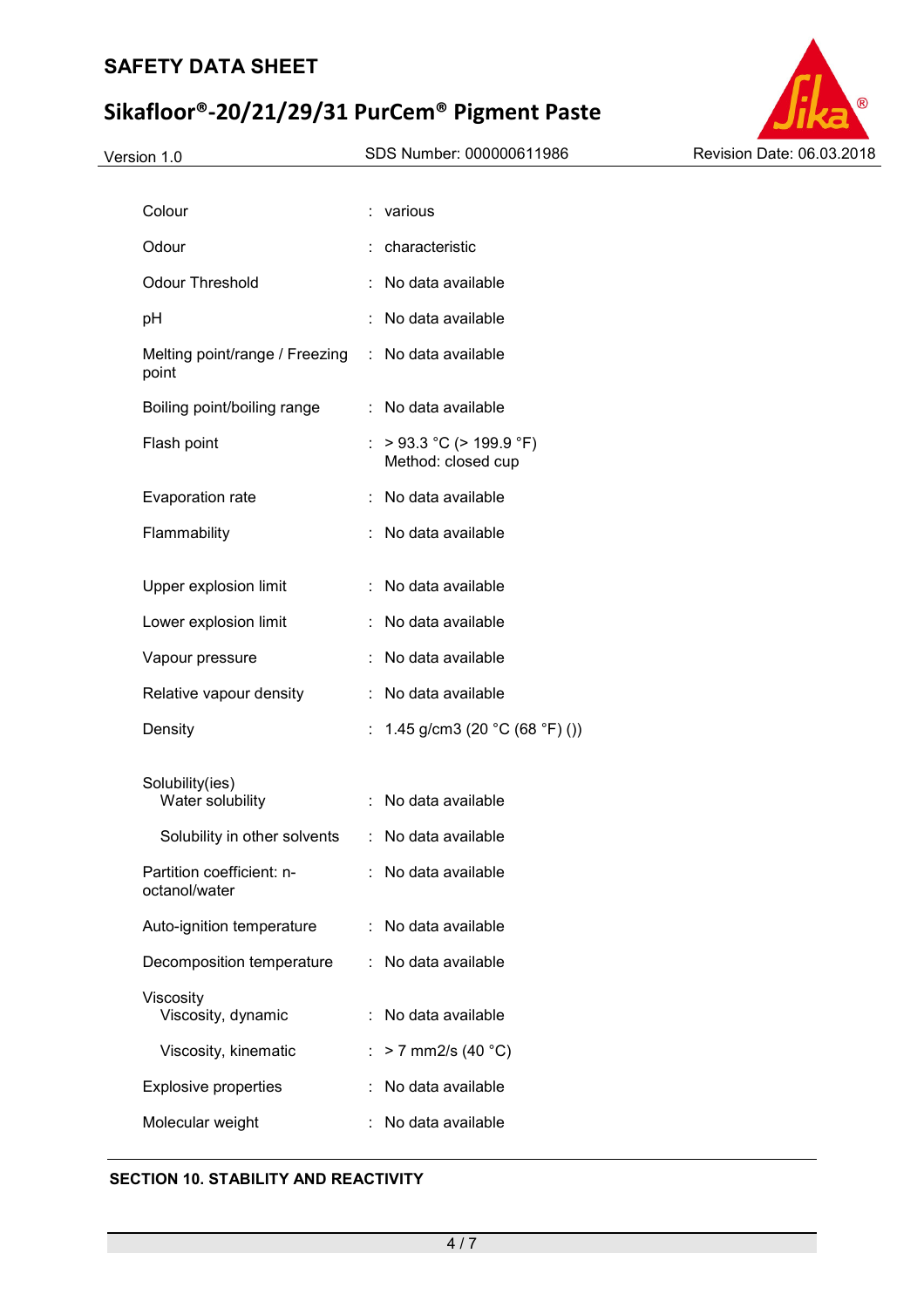| Property | | Value |
|---|---|---|
| Colour | : | various |
| Odour | : | characteristic |
| Odour Threshold | : | No data available |
| pH | : | No data available |
| Melting point/range / Freezing point | : | No data available |
| Boiling point/boiling range | : | No data available |
| Flash point | : | > 93.3 °C (> 199.9 °F)<br>Method: closed cup |
| Evaporation rate | : | No data available |
| Flammability | : | No data available |
| Upper explosion limit | : | No data available |
| Lower explosion limit | : | No data available |
| Vapour pressure | : | No data available |
| Relative vapour density | : | No data available |
| Density | : | 1.45 g/cm3 (20 °C (68 °F) ()) |
| Solubility(ies)<br>Water solubility | : | No data available |
| Solubility in other solvents | : | No data available |
| Partition coefficient: n-octanol/water | : | No data available |
| Auto-ignition temperature | : | No data available |
| Decomposition temperature | : | No data available |
| Viscosity<br>Viscosity, dynamic | : | No data available |
| Viscosity, kinematic | : | > 7 mm2/s (40 °C) |
| Explosive properties | : | No data available |
| Molecular weight | : | No data available |

## SECTION 10. STABILITY AND REACTIVITY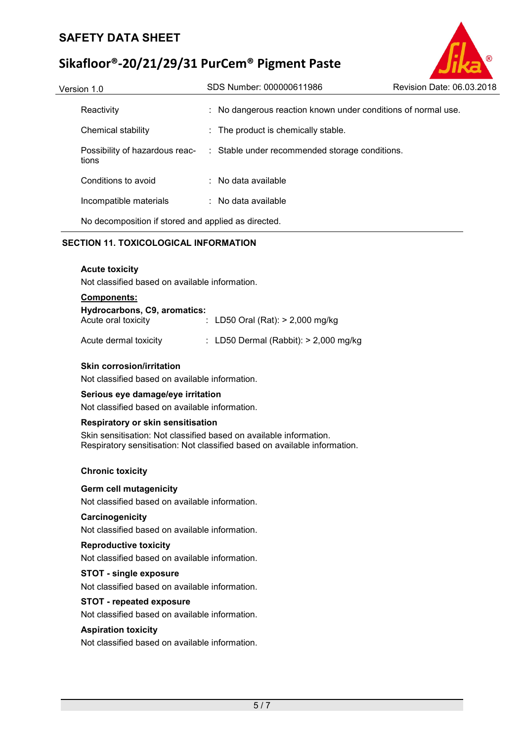| | | |
|---|---|---|
| Reactivity | : | No dangerous reaction known under conditions of normal use. |
| Chemical stability | : | The product is chemically stable. |
| Possibility of hazardous reactions | : | Stable under recommended storage conditions. |
| Conditions to avoid | : | No data available |
| Incompatible materials | : | No data available |

No decomposition if stored and applied as directed.

## SECTION 11. TOXICOLOGICAL INFORMATION

**Acute toxicity**

Not classified based on available information.

**Components:**

**Hydrocarbons, C9, aromatics:**

| | | |
|---|---|---|
| Acute oral toxicity | : | LD50 Oral (Rat): > 2,000 mg/kg |
| Acute dermal toxicity | : | LD50 Dermal (Rabbit): > 2,000 mg/kg |

**Skin corrosion/irritation**

Not classified based on available information.

**Serious eye damage/eye irritation**

Not classified based on available information.

**Respiratory or skin sensitisation**

Skin sensitisation: Not classified based on available information.
Respiratory sensitisation: Not classified based on available information.

**Chronic toxicity**

**Germ cell mutagenicity**

Not classified based on available information.

**Carcinogenicity**

Not classified based on available information.

**Reproductive toxicity**

Not classified based on available information.

**STOT - single exposure**

Not classified based on available information.

**STOT - repeated exposure**

Not classified based on available information.

**Aspiration toxicity**

Not classified based on available information.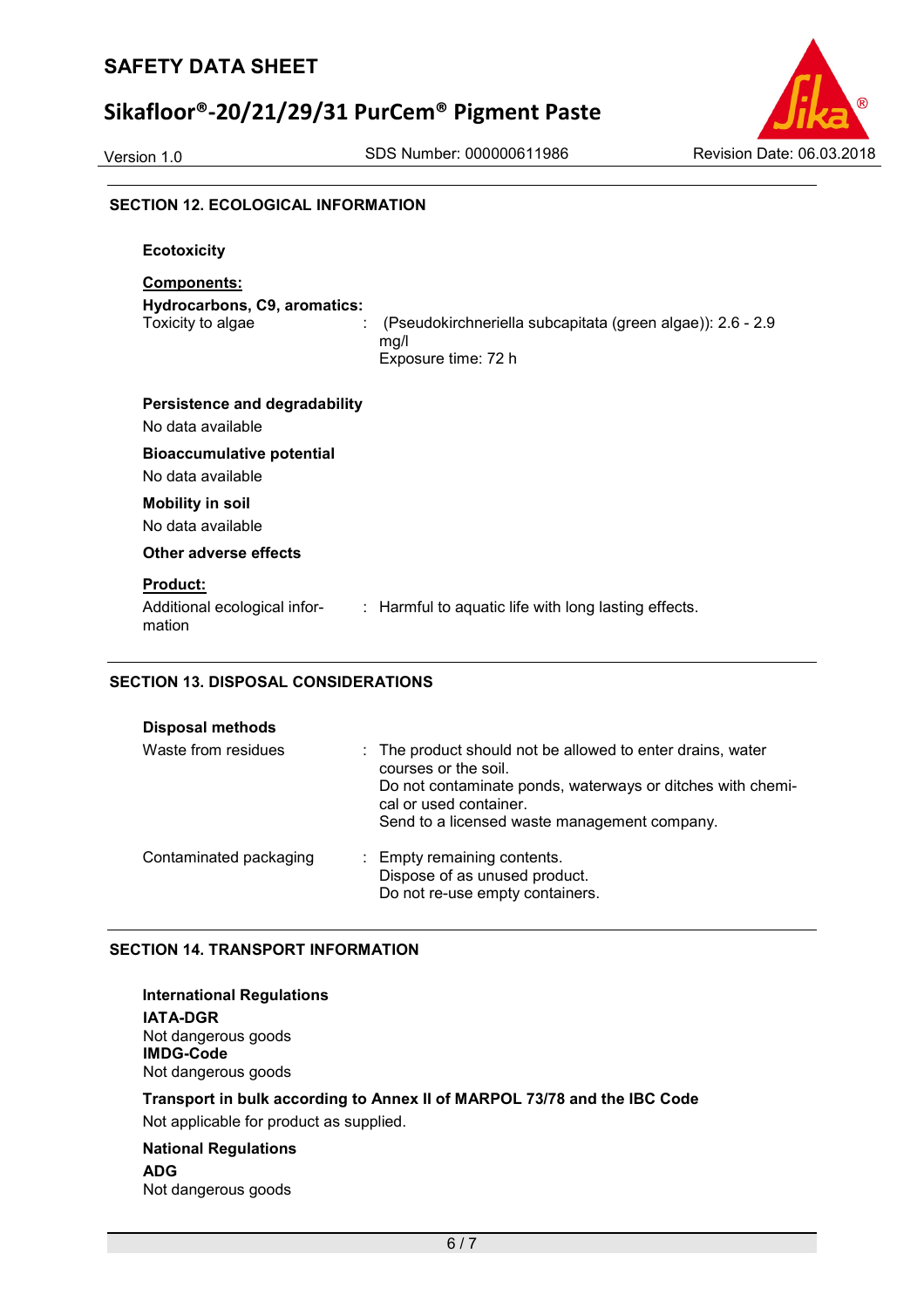## SECTION 12. ECOLOGICAL INFORMATION

**Ecotoxicity**

**Components:**

**Hydrocarbons, C9, aromatics:**

Toxicity to algae : (Pseudokirchneriella subcapitata (green algae)): 2.6 - 2.9 mg/l
Exposure time: 72 h

**Persistence and degradability**

No data available

**Bioaccumulative potential**

No data available

**Mobility in soil**

No data available

**Other adverse effects**

**Product:**

Additional ecological information : Harmful to aquatic life with long lasting effects.

## SECTION 13. DISPOSAL CONSIDERATIONS

**Disposal methods**

Waste from residues : The product should not be allowed to enter drains, water courses or the soil.
Do not contaminate ponds, waterways or ditches with chemical or used container.
Send to a licensed waste management company.

Contaminated packaging : Empty remaining contents.
Dispose of as unused product.
Do not re-use empty containers.

## SECTION 14. TRANSPORT INFORMATION

**International Regulations**

**IATA-DGR**
Not dangerous goods
**IMDG-Code**
Not dangerous goods

**Transport in bulk according to Annex II of MARPOL 73/78 and the IBC Code**

Not applicable for product as supplied.

**National Regulations**

**ADG**
Not dangerous goods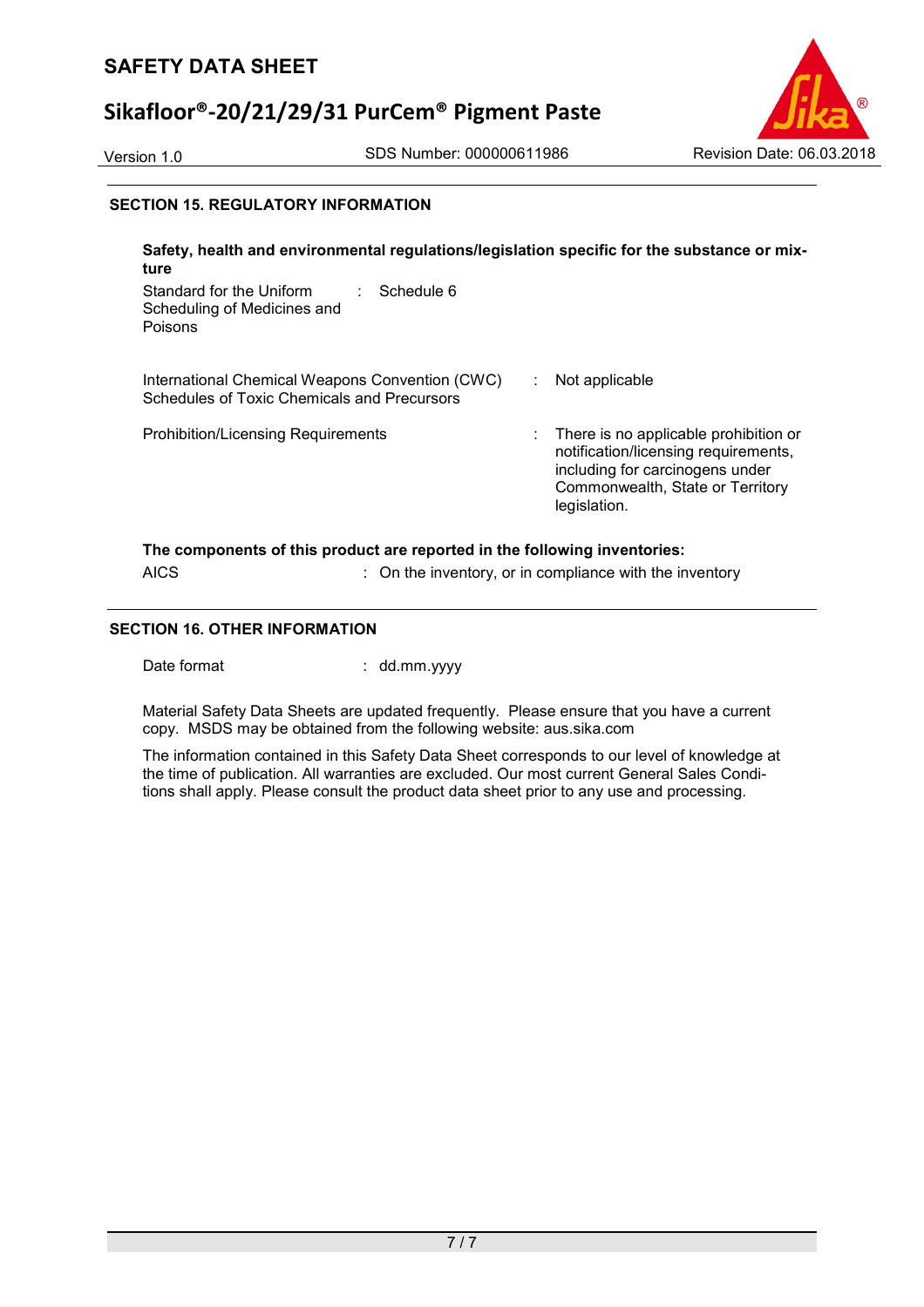## SECTION 15. REGULATORY INFORMATION

**Safety, health and environmental regulations/legislation specific for the substance or mixture**

Standard for the Uniform Scheduling of Medicines and Poisons : Schedule 6

International Chemical Weapons Convention (CWC) Schedules of Toxic Chemicals and Precursors : Not applicable

Prohibition/Licensing Requirements : There is no applicable prohibition or notification/licensing requirements, including for carcinogens under Commonwealth, State or Territory legislation.

**The components of this product are reported in the following inventories:**

AICS : On the inventory, or in compliance with the inventory

## SECTION 16. OTHER INFORMATION

Date format : dd.mm.yyyy

Material Safety Data Sheets are updated frequently. Please ensure that you have a current copy. MSDS may be obtained from the following website: aus.sika.com

The information contained in this Safety Data Sheet corresponds to our level of knowledge at the time of publication. All warranties are excluded. Our most current General Sales Conditions shall apply. Please consult the product data sheet prior to any use and processing.